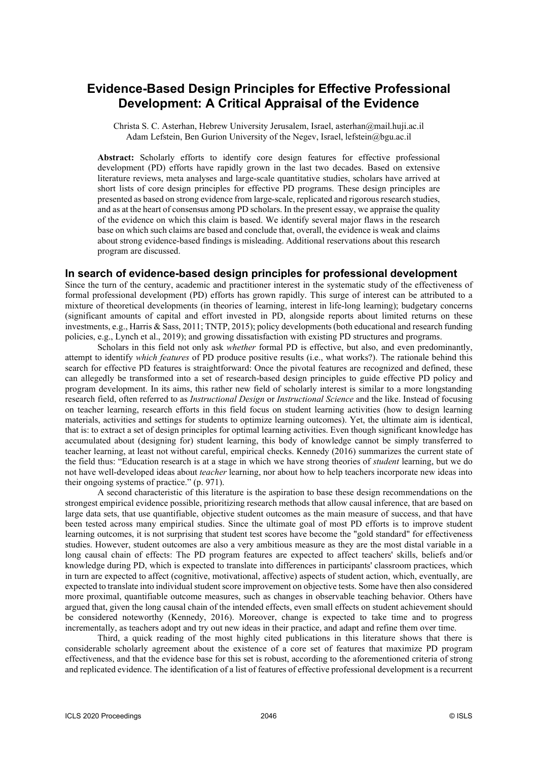# Evidence-Based Design Principles for Effective Professional Development: A Critical Appraisal of the Evidence

Christa S. C. Asterhan, Hebrew University Jerusalem, Israel, asterhan@mail.huji.ac.il
Adam Lefstein, Ben Gurion University of the Negev, Israel, lefstein@bgu.ac.il

**Abstract:** Scholarly efforts to identify core design features for effective professional development (PD) efforts have rapidly grown in the last two decades. Based on extensive literature reviews, meta analyses and large-scale quantitative studies, scholars have arrived at short lists of core design principles for effective PD programs. These design principles are presented as based on strong evidence from large-scale, replicated and rigorous research studies, and as at the heart of consensus among PD scholars. In the present essay, we appraise the quality of the evidence on which this claim is based. We identify several major flaws in the research base on which such claims are based and conclude that, overall, the evidence is weak and claims about strong evidence-based findings is misleading. Additional reservations about this research program are discussed.

## In search of evidence-based design principles for professional development

Since the turn of the century, academic and practitioner interest in the systematic study of the effectiveness of formal professional development (PD) efforts has grown rapidly. This surge of interest can be attributed to a mixture of theoretical developments (in theories of learning, interest in life-long learning); budgetary concerns (significant amounts of capital and effort invested in PD, alongside reports about limited returns on these investments, e.g., Harris & Sass, 2011; TNTP, 2015); policy developments (both educational and research funding policies, e.g., Lynch et al., 2019); and growing dissatisfaction with existing PD structures and programs.

Scholars in this field not only ask *whether* formal PD is effective, but also, and even predominantly, attempt to identify *which features* of PD produce positive results (i.e., what works?). The rationale behind this search for effective PD features is straightforward: Once the pivotal features are recognized and defined, these can allegedly be transformed into a set of research-based design principles to guide effective PD policy and program development. In its aims, this rather new field of scholarly interest is similar to a more longstanding research field, often referred to as *Instructional Design* or *Instructional Science* and the like. Instead of focusing on teacher learning, research efforts in this field focus on student learning activities (how to design learning materials, activities and settings for students to optimize learning outcomes). Yet, the ultimate aim is identical, that is: to extract a set of design principles for optimal learning activities. Even though significant knowledge has accumulated about (designing for) student learning, this body of knowledge cannot be simply transferred to teacher learning, at least not without careful, empirical checks. Kennedy (2016) summarizes the current state of the field thus: "Education research is at a stage in which we have strong theories of *student* learning, but we do not have well-developed ideas about *teacher* learning, nor about how to help teachers incorporate new ideas into their ongoing systems of practice." (p. 971).

A second characteristic of this literature is the aspiration to base these design recommendations on the strongest empirical evidence possible, prioritizing research methods that allow causal inference, that are based on large data sets, that use quantifiable, objective student outcomes as the main measure of success, and that have been tested across many empirical studies. Since the ultimate goal of most PD efforts is to improve student learning outcomes, it is not surprising that student test scores have become the "gold standard" for effectiveness studies. However, student outcomes are also a very ambitious measure as they are the most distal variable in a long causal chain of effects: The PD program features are expected to affect teachers' skills, beliefs and/or knowledge during PD, which is expected to translate into differences in participants' classroom practices, which in turn are expected to affect (cognitive, motivational, affective) aspects of student action, which, eventually, are expected to translate into individual student score improvement on objective tests. Some have then also considered more proximal, quantifiable outcome measures, such as changes in observable teaching behavior. Others have argued that, given the long causal chain of the intended effects, even small effects on student achievement should be considered noteworthy (Kennedy, 2016). Moreover, change is expected to take time and to progress incrementally, as teachers adopt and try out new ideas in their practice, and adapt and refine them over time.

Third, a quick reading of the most highly cited publications in this literature shows that there is considerable scholarly agreement about the existence of a core set of features that maximize PD program effectiveness, and that the evidence base for this set is robust, according to the aforementioned criteria of strong and replicated evidence. The identification of a list of features of effective professional development is a recurrent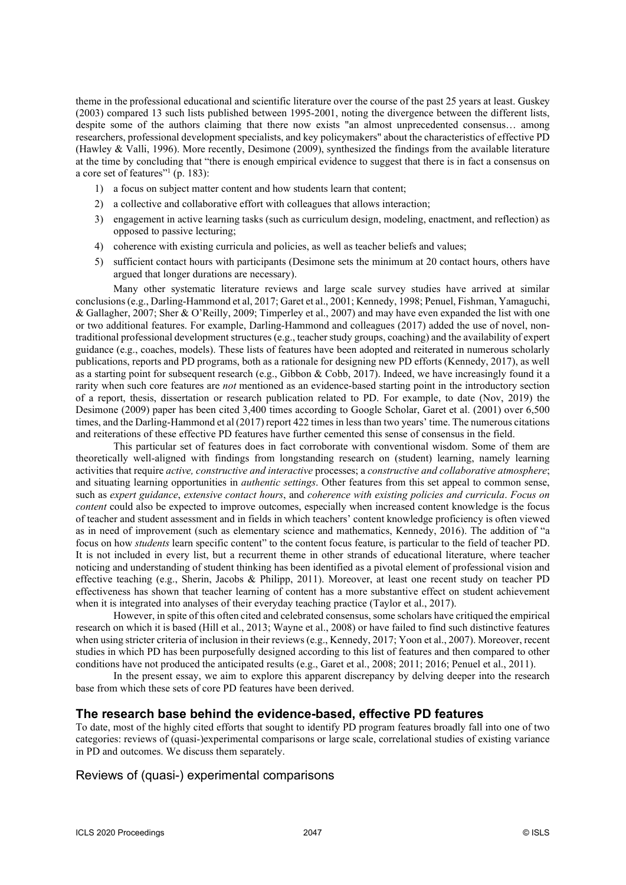theme in the professional educational and scientific literature over the course of the past 25 years at least. Guskey (2003) compared 13 such lists published between 1995-2001, noting the divergence between the different lists, despite some of the authors claiming that there now exists "an almost unprecedented consensus… among researchers, professional development specialists, and key policymakers" about the characteristics of effective PD (Hawley & Valli, 1996). More recently, Desimone (2009), synthesized the findings from the available literature at the time by concluding that "there is enough empirical evidence to suggest that there is in fact a consensus on a core set of features"[1] (p. 183):

1) a focus on subject matter content and how students learn that content;
2) a collective and collaborative effort with colleagues that allows interaction;
3) engagement in active learning tasks (such as curriculum design, modeling, enactment, and reflection) as opposed to passive lecturing;
4) coherence with existing curricula and policies, as well as teacher beliefs and values;
5) sufficient contact hours with participants (Desimone sets the minimum at 20 contact hours, others have argued that longer durations are necessary).

Many other systematic literature reviews and large scale survey studies have arrived at similar conclusions (e.g., Darling-Hammond et al, 2017; Garet et al., 2001; Kennedy, 1998; Penuel, Fishman, Yamaguchi, & Gallagher, 2007; Sher & O'Reilly, 2009; Timperley et al., 2007) and may have even expanded the list with one or two additional features. For example, Darling-Hammond and colleagues (2017) added the use of novel, non-traditional professional development structures (e.g., teacher study groups, coaching) and the availability of expert guidance (e.g., coaches, models). These lists of features have been adopted and reiterated in numerous scholarly publications, reports and PD programs, both as a rationale for designing new PD efforts (Kennedy, 2017), as well as a starting point for subsequent research (e.g., Gibbon & Cobb, 2017). Indeed, we have increasingly found it a rarity when such core features are *not* mentioned as an evidence-based starting point in the introductory section of a report, thesis, dissertation or research publication related to PD. For example, to date (Nov, 2019) the Desimone (2009) paper has been cited 3,400 times according to Google Scholar, Garet et al. (2001) over 6,500 times, and the Darling-Hammond et al (2017) report 422 times in less than two years' time. The numerous citations and reiterations of these effective PD features have further cemented this sense of consensus in the field.

This particular set of features does in fact corroborate with conventional wisdom. Some of them are theoretically well-aligned with findings from longstanding research on (student) learning, namely learning activities that require *active, constructive and interactive* processes; a *constructive and collaborative atmosphere*; and situating learning opportunities in *authentic settings*. Other features from this set appeal to common sense, such as *expert guidance*, *extensive contact hours*, and *coherence with existing policies and curricula*. *Focus on content* could also be expected to improve outcomes, especially when increased content knowledge is the focus of teacher and student assessment and in fields in which teachers' content knowledge proficiency is often viewed as in need of improvement (such as elementary science and mathematics, Kennedy, 2016). The addition of "a focus on how *students* learn specific content" to the content focus feature, is particular to the field of teacher PD. It is not included in every list, but a recurrent theme in other strands of educational literature, where teacher noticing and understanding of student thinking has been identified as a pivotal element of professional vision and effective teaching (e.g., Sherin, Jacobs & Philipp, 2011). Moreover, at least one recent study on teacher PD effectiveness has shown that teacher learning of content has a more substantive effect on student achievement when it is integrated into analyses of their everyday teaching practice (Taylor et al., 2017).

However, in spite of this often cited and celebrated consensus, some scholars have critiqued the empirical research on which it is based (Hill et al., 2013; Wayne et al., 2008) or have failed to find such distinctive features when using stricter criteria of inclusion in their reviews (e.g., Kennedy, 2017; Yoon et al., 2007). Moreover, recent studies in which PD has been purposefully designed according to this list of features and then compared to other conditions have not produced the anticipated results (e.g., Garet et al., 2008; 2011; 2016; Penuel et al., 2011).

In the present essay, we aim to explore this apparent discrepancy by delving deeper into the research base from which these sets of core PD features have been derived.

## The research base behind the evidence-based, effective PD features

To date, most of the highly cited efforts that sought to identify PD program features broadly fall into one of two categories: reviews of (quasi-)experimental comparisons or large scale, correlational studies of existing variance in PD and outcomes. We discuss them separately.

### Reviews of (quasi-) experimental comparisons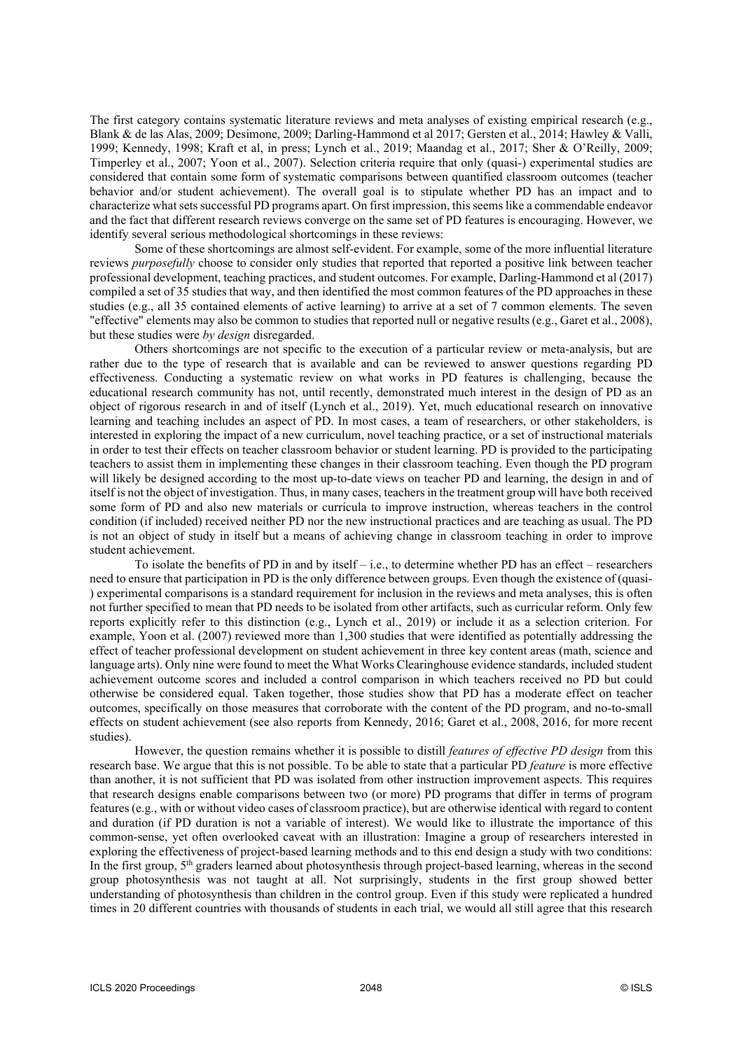The first category contains systematic literature reviews and meta analyses of existing empirical research (e.g., Blank & de las Alas, 2009; Desimone, 2009; Darling-Hammond et al 2017; Gersten et al., 2014; Hawley & Valli, 1999; Kennedy, 1998; Kraft et al, in press; Lynch et al., 2019; Maandag et al., 2017; Sher & O'Reilly, 2009; Timperley et al., 2007; Yoon et al., 2007). Selection criteria require that only (quasi-) experimental studies are considered that contain some form of systematic comparisons between quantified classroom outcomes (teacher behavior and/or student achievement). The overall goal is to stipulate whether PD has an impact and to characterize what sets successful PD programs apart. On first impression, this seems like a commendable endeavor and the fact that different research reviews converge on the same set of PD features is encouraging. However, we identify several serious methodological shortcomings in these reviews:

Some of these shortcomings are almost self-evident. For example, some of the more influential literature reviews *purposefully* choose to consider only studies that reported that reported a positive link between teacher professional development, teaching practices, and student outcomes. For example, Darling-Hammond et al (2017) compiled a set of 35 studies that way, and then identified the most common features of the PD approaches in these studies (e.g., all 35 contained elements of active learning) to arrive at a set of 7 common elements. The seven "effective" elements may also be common to studies that reported null or negative results (e.g., Garet et al., 2008), but these studies were *by design* disregarded.

Others shortcomings are not specific to the execution of a particular review or meta-analysis, but are rather due to the type of research that is available and can be reviewed to answer questions regarding PD effectiveness. Conducting a systematic review on what works in PD features is challenging, because the educational research community has not, until recently, demonstrated much interest in the design of PD as an object of rigorous research in and of itself (Lynch et al., 2019). Yet, much educational research on innovative learning and teaching includes an aspect of PD. In most cases, a team of researchers, or other stakeholders, is interested in exploring the impact of a new curriculum, novel teaching practice, or a set of instructional materials in order to test their effects on teacher classroom behavior or student learning. PD is provided to the participating teachers to assist them in implementing these changes in their classroom teaching. Even though the PD program will likely be designed according to the most up-to-date views on teacher PD and learning, the design in and of itself is not the object of investigation. Thus, in many cases, teachers in the treatment group will have both received some form of PD and also new materials or curricula to improve instruction, whereas teachers in the control condition (if included) received neither PD nor the new instructional practices and are teaching as usual. The PD is not an object of study in itself but a means of achieving change in classroom teaching in order to improve student achievement.

To isolate the benefits of PD in and by itself – i.e., to determine whether PD has an effect – researchers need to ensure that participation in PD is the only difference between groups. Even though the existence of (quasi-) experimental comparisons is a standard requirement for inclusion in the reviews and meta analyses, this is often not further specified to mean that PD needs to be isolated from other artifacts, such as curricular reform. Only few reports explicitly refer to this distinction (e.g., Lynch et al., 2019) or include it as a selection criterion. For example, Yoon et al. (2007) reviewed more than 1,300 studies that were identified as potentially addressing the effect of teacher professional development on student achievement in three key content areas (math, science and language arts). Only nine were found to meet the What Works Clearinghouse evidence standards, included student achievement outcome scores and included a control comparison in which teachers received no PD but could otherwise be considered equal. Taken together, those studies show that PD has a moderate effect on teacher outcomes, specifically on those measures that corroborate with the content of the PD program, and no-to-small effects on student achievement (see also reports from Kennedy, 2016; Garet et al., 2008, 2016, for more recent studies).

However, the question remains whether it is possible to distill *features of effective PD design* from this research base. We argue that this is not possible. To be able to state that a particular PD *feature* is more effective than another, it is not sufficient that PD was isolated from other instruction improvement aspects. This requires that research designs enable comparisons between two (or more) PD programs that differ in terms of program features (e.g., with or without video cases of classroom practice), but are otherwise identical with regard to content and duration (if PD duration is not a variable of interest). We would like to illustrate the importance of this common-sense, yet often overlooked caveat with an illustration: Imagine a group of researchers interested in exploring the effectiveness of project-based learning methods and to this end design a study with two conditions: In the first group, 5th graders learned about photosynthesis through project-based learning, whereas in the second group photosynthesis was not taught at all. Not surprisingly, students in the first group showed better understanding of photosynthesis than children in the control group. Even if this study were replicated a hundred times in 20 different countries with thousands of students in each trial, we would all still agree that this research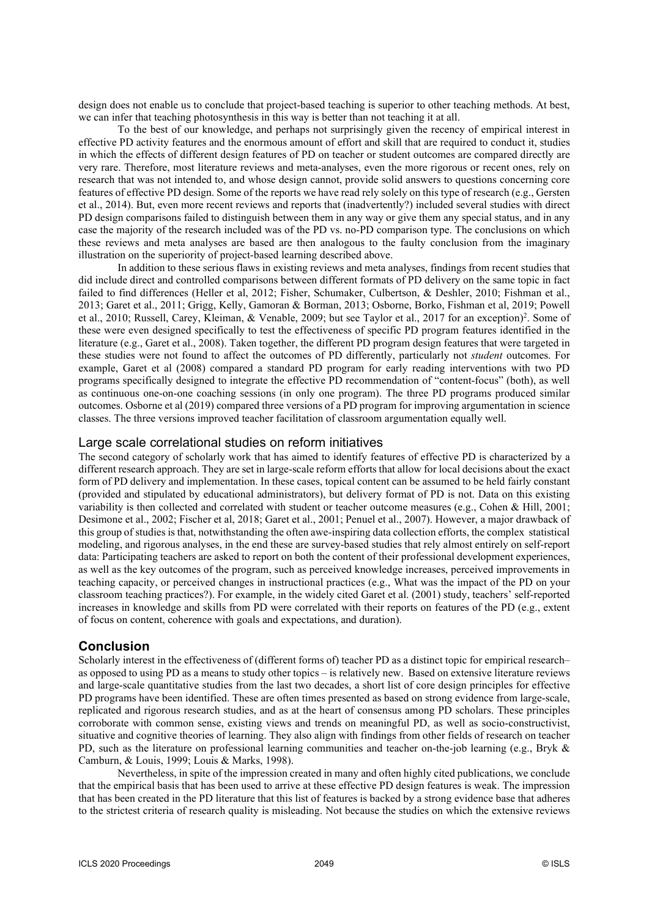design does not enable us to conclude that project-based teaching is superior to other teaching methods. At best, we can infer that teaching photosynthesis in this way is better than not teaching it at all.

To the best of our knowledge, and perhaps not surprisingly given the recency of empirical interest in effective PD activity features and the enormous amount of effort and skill that are required to conduct it, studies in which the effects of different design features of PD on teacher or student outcomes are compared directly are very rare. Therefore, most literature reviews and meta-analyses, even the more rigorous or recent ones, rely on research that was not intended to, and whose design cannot, provide solid answers to questions concerning core features of effective PD design. Some of the reports we have read rely solely on this type of research (e.g., Gersten et al., 2014). But, even more recent reviews and reports that (inadvertently?) included several studies with direct PD design comparisons failed to distinguish between them in any way or give them any special status, and in any case the majority of the research included was of the PD vs. no-PD comparison type. The conclusions on which these reviews and meta analyses are based are then analogous to the faulty conclusion from the imaginary illustration on the superiority of project-based learning described above.

In addition to these serious flaws in existing reviews and meta analyses, findings from recent studies that did include direct and controlled comparisons between different formats of PD delivery on the same topic in fact failed to find differences (Heller et al, 2012; Fisher, Schumaker, Culbertson, & Deshler, 2010; Fishman et al., 2013; Garet et al., 2011; Grigg, Kelly, Gamoran & Borman, 2013; Osborne, Borko, Fishman et al, 2019; Powell et al., 2010; Russell, Carey, Kleiman, & Venable, 2009; but see Taylor et al., 2017 for an exception)[2]. Some of these were even designed specifically to test the effectiveness of specific PD program features identified in the literature (e.g., Garet et al., 2008). Taken together, the different PD program design features that were targeted in these studies were not found to affect the outcomes of PD differently, particularly not *student* outcomes. For example, Garet et al (2008) compared a standard PD program for early reading interventions with two PD programs specifically designed to integrate the effective PD recommendation of "content-focus" (both), as well as continuous one-on-one coaching sessions (in only one program). The three PD programs produced similar outcomes. Osborne et al (2019) compared three versions of a PD program for improving argumentation in science classes. The three versions improved teacher facilitation of classroom argumentation equally well.

### Large scale correlational studies on reform initiatives

The second category of scholarly work that has aimed to identify features of effective PD is characterized by a different research approach. They are set in large-scale reform efforts that allow for local decisions about the exact form of PD delivery and implementation. In these cases, topical content can be assumed to be held fairly constant (provided and stipulated by educational administrators), but delivery format of PD is not. Data on this existing variability is then collected and correlated with student or teacher outcome measures (e.g., Cohen & Hill, 2001; Desimone et al., 2002; Fischer et al, 2018; Garet et al., 2001; Penuel et al., 2007). However, a major drawback of this group of studies is that, notwithstanding the often awe-inspiring data collection efforts, the complex statistical modeling, and rigorous analyses, in the end these are survey-based studies that rely almost entirely on self-report data: Participating teachers are asked to report on both the content of their professional development experiences, as well as the key outcomes of the program, such as perceived knowledge increases, perceived improvements in teaching capacity, or perceived changes in instructional practices (e.g., What was the impact of the PD on your classroom teaching practices?). For example, in the widely cited Garet et al. (2001) study, teachers' self-reported increases in knowledge and skills from PD were correlated with their reports on features of the PD (e.g., extent of focus on content, coherence with goals and expectations, and duration).

## Conclusion

Scholarly interest in the effectiveness of (different forms of) teacher PD as a distinct topic for empirical research– as opposed to using PD as a means to study other topics – is relatively new. Based on extensive literature reviews and large-scale quantitative studies from the last two decades, a short list of core design principles for effective PD programs have been identified. These are often times presented as based on strong evidence from large-scale, replicated and rigorous research studies, and as at the heart of consensus among PD scholars. These principles corroborate with common sense, existing views and trends on meaningful PD, as well as socio-constructivist, situative and cognitive theories of learning. They also align with findings from other fields of research on teacher PD, such as the literature on professional learning communities and teacher on-the-job learning (e.g., Bryk & Camburn, & Louis, 1999; Louis & Marks, 1998).

Nevertheless, in spite of the impression created in many and often highly cited publications, we conclude that the empirical basis that has been used to arrive at these effective PD design features is weak. The impression that has been created in the PD literature that this list of features is backed by a strong evidence base that adheres to the strictest criteria of research quality is misleading. Not because the studies on which the extensive reviews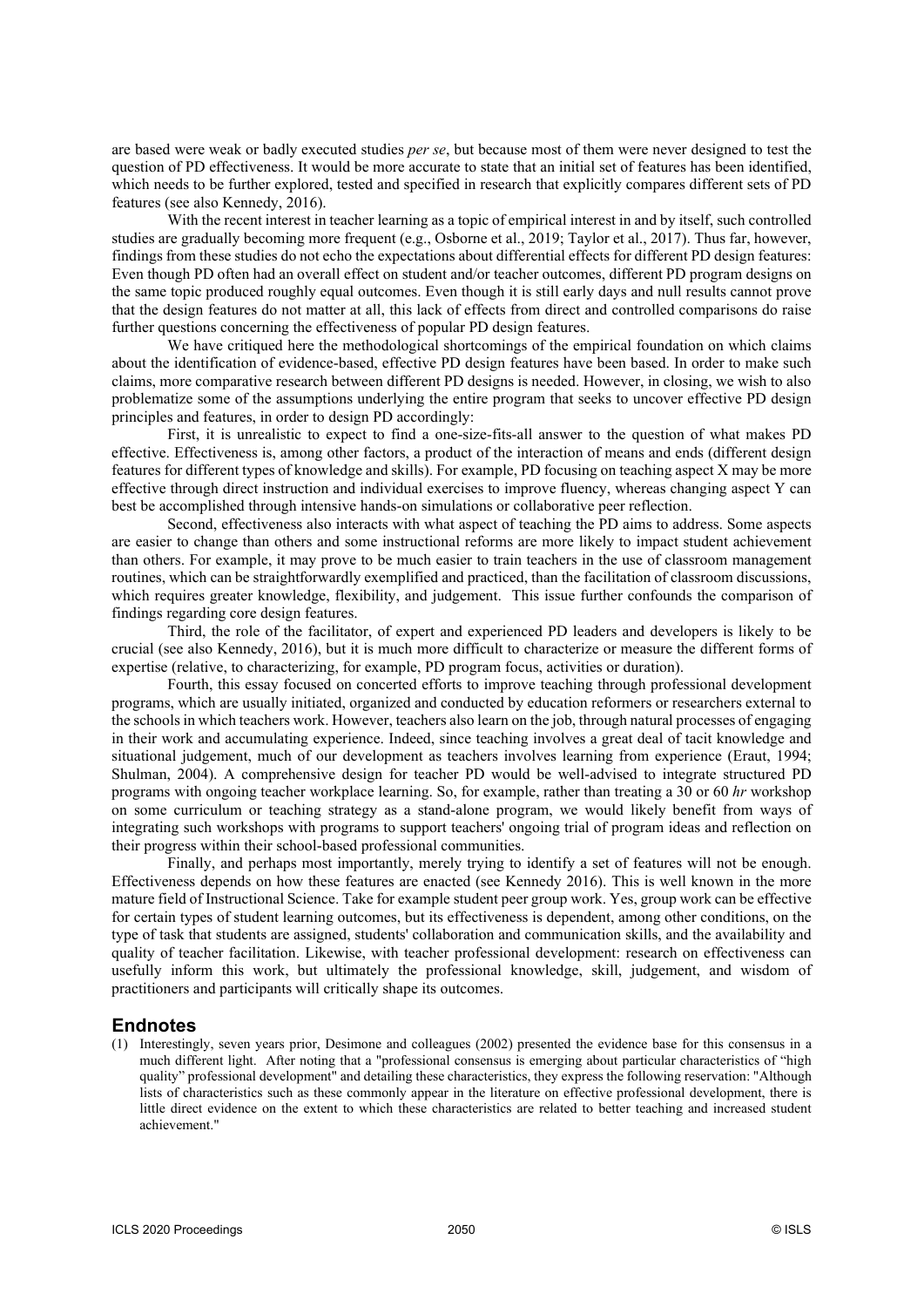are based were weak or badly executed studies *per se*, but because most of them were never designed to test the question of PD effectiveness. It would be more accurate to state that an initial set of features has been identified, which needs to be further explored, tested and specified in research that explicitly compares different sets of PD features (see also Kennedy, 2016).

With the recent interest in teacher learning as a topic of empirical interest in and by itself, such controlled studies are gradually becoming more frequent (e.g., Osborne et al., 2019; Taylor et al., 2017). Thus far, however, findings from these studies do not echo the expectations about differential effects for different PD design features: Even though PD often had an overall effect on student and/or teacher outcomes, different PD program designs on the same topic produced roughly equal outcomes. Even though it is still early days and null results cannot prove that the design features do not matter at all, this lack of effects from direct and controlled comparisons do raise further questions concerning the effectiveness of popular PD design features.

We have critiqued here the methodological shortcomings of the empirical foundation on which claims about the identification of evidence-based, effective PD design features have been based. In order to make such claims, more comparative research between different PD designs is needed. However, in closing, we wish to also problematize some of the assumptions underlying the entire program that seeks to uncover effective PD design principles and features, in order to design PD accordingly:

First, it is unrealistic to expect to find a one-size-fits-all answer to the question of what makes PD effective. Effectiveness is, among other factors, a product of the interaction of means and ends (different design features for different types of knowledge and skills). For example, PD focusing on teaching aspect X may be more effective through direct instruction and individual exercises to improve fluency, whereas changing aspect Y can best be accomplished through intensive hands-on simulations or collaborative peer reflection.

Second, effectiveness also interacts with what aspect of teaching the PD aims to address. Some aspects are easier to change than others and some instructional reforms are more likely to impact student achievement than others. For example, it may prove to be much easier to train teachers in the use of classroom management routines, which can be straightforwardly exemplified and practiced, than the facilitation of classroom discussions, which requires greater knowledge, flexibility, and judgement. This issue further confounds the comparison of findings regarding core design features.

Third, the role of the facilitator, of expert and experienced PD leaders and developers is likely to be crucial (see also Kennedy, 2016), but it is much more difficult to characterize or measure the different forms of expertise (relative, to characterizing, for example, PD program focus, activities or duration).

Fourth, this essay focused on concerted efforts to improve teaching through professional development programs, which are usually initiated, organized and conducted by education reformers or researchers external to the schools in which teachers work. However, teachers also learn on the job, through natural processes of engaging in their work and accumulating experience. Indeed, since teaching involves a great deal of tacit knowledge and situational judgement, much of our development as teachers involves learning from experience (Eraut, 1994; Shulman, 2004). A comprehensive design for teacher PD would be well-advised to integrate structured PD programs with ongoing teacher workplace learning. So, for example, rather than treating a 30 or 60 *hr* workshop on some curriculum or teaching strategy as a stand-alone program, we would likely benefit from ways of integrating such workshops with programs to support teachers' ongoing trial of program ideas and reflection on their progress within their school-based professional communities.

Finally, and perhaps most importantly, merely trying to identify a set of features will not be enough. Effectiveness depends on how these features are enacted (see Kennedy 2016). This is well known in the more mature field of Instructional Science. Take for example student peer group work. Yes, group work can be effective for certain types of student learning outcomes, but its effectiveness is dependent, among other conditions, on the type of task that students are assigned, students' collaboration and communication skills, and the availability and quality of teacher facilitation. Likewise, with teacher professional development: research on effectiveness can usefully inform this work, but ultimately the professional knowledge, skill, judgement, and wisdom of practitioners and participants will critically shape its outcomes.

## Endnotes

(1) Interestingly, seven years prior, Desimone and colleagues (2002) presented the evidence base for this consensus in a much different light. After noting that a "professional consensus is emerging about particular characteristics of "high quality" professional development" and detailing these characteristics, they express the following reservation: "Although lists of characteristics such as these commonly appear in the literature on effective professional development, there is little direct evidence on the extent to which these characteristics are related to better teaching and increased student achievement."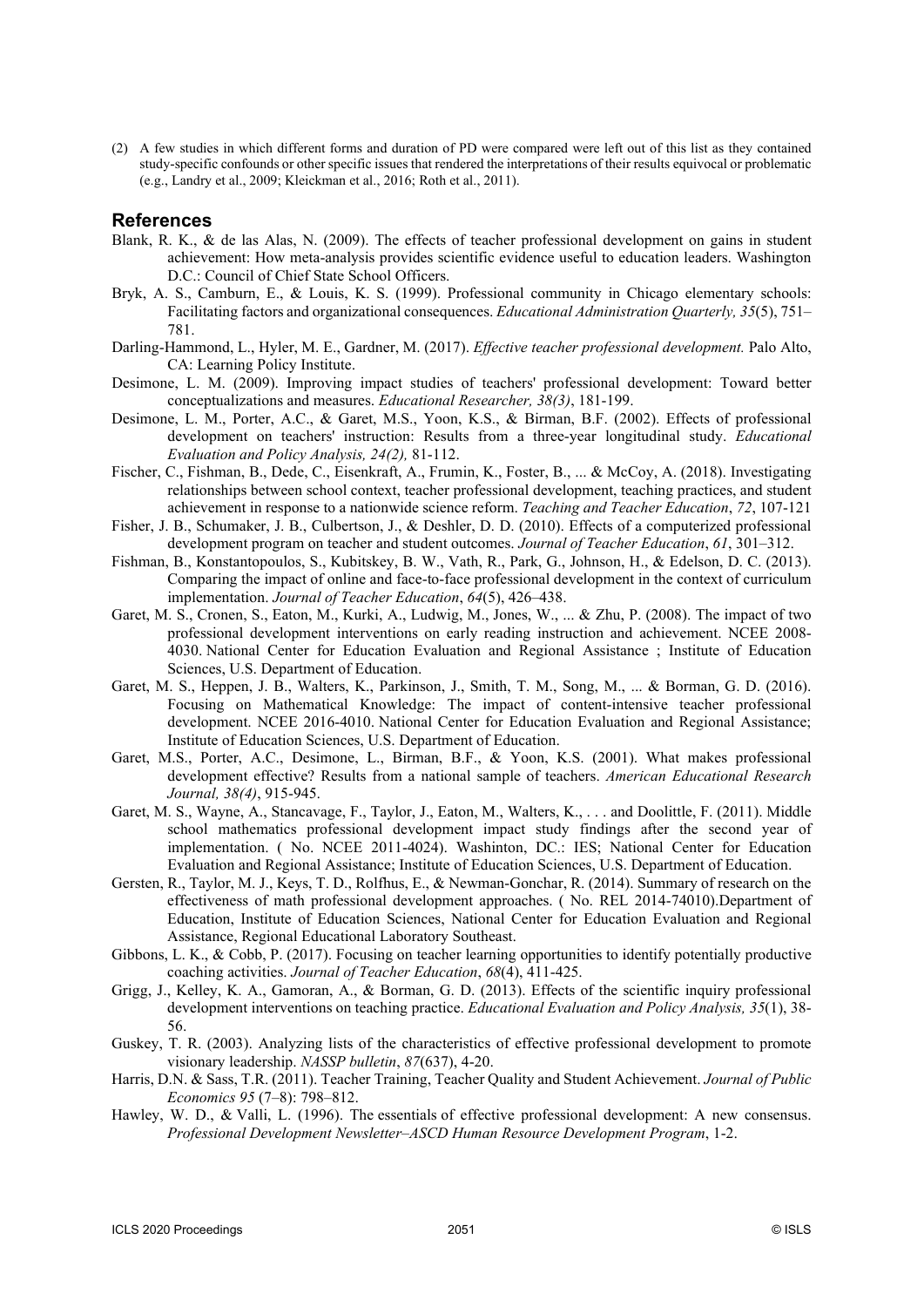(2) A few studies in which different forms and duration of PD were compared were left out of this list as they contained study-specific confounds or other specific issues that rendered the interpretations of their results equivocal or problematic (e.g., Landry et al., 2009; Kleickman et al., 2016; Roth et al., 2011).

## References

Blank, R. K., & de las Alas, N. (2009). The effects of teacher professional development on gains in student achievement: How meta-analysis provides scientific evidence useful to education leaders. Washington D.C.: Council of Chief State School Officers.

Bryk, A. S., Camburn, E., & Louis, K. S. (1999). Professional community in Chicago elementary schools: Facilitating factors and organizational consequences. *Educational Administration Quarterly, 35*(5), 751–781.

Darling-Hammond, L., Hyler, M. E., Gardner, M. (2017). *Effective teacher professional development.* Palo Alto, CA: Learning Policy Institute.

Desimone, L. M. (2009). Improving impact studies of teachers' professional development: Toward better conceptualizations and measures. *Educational Researcher, 38(3)*, 181-199.

Desimone, L. M., Porter, A.C., & Garet, M.S., Yoon, K.S., & Birman, B.F. (2002). Effects of professional development on teachers' instruction: Results from a three-year longitudinal study. *Educational Evaluation and Policy Analysis, 24(2),* 81-112.

Fischer, C., Fishman, B., Dede, C., Eisenkraft, A., Frumin, K., Foster, B., ... & McCoy, A. (2018). Investigating relationships between school context, teacher professional development, teaching practices, and student achievement in response to a nationwide science reform. *Teaching and Teacher Education*, *72*, 107-121

Fisher, J. B., Schumaker, J. B., Culbertson, J., & Deshler, D. D. (2010). Effects of a computerized professional development program on teacher and student outcomes. *Journal of Teacher Education*, *61*, 301–312.

Fishman, B., Konstantopoulos, S., Kubitskey, B. W., Vath, R., Park, G., Johnson, H., & Edelson, D. C. (2013). Comparing the impact of online and face-to-face professional development in the context of curriculum implementation. *Journal of Teacher Education*, *64*(5), 426–438.

Garet, M. S., Cronen, S., Eaton, M., Kurki, A., Ludwig, M., Jones, W., ... & Zhu, P. (2008). The impact of two professional development interventions on early reading instruction and achievement. NCEE 2008-4030. National Center for Education Evaluation and Regional Assistance ; Institute of Education Sciences, U.S. Department of Education.

Garet, M. S., Heppen, J. B., Walters, K., Parkinson, J., Smith, T. M., Song, M., ... & Borman, G. D. (2016). Focusing on Mathematical Knowledge: The impact of content-intensive teacher professional development. NCEE 2016-4010. National Center for Education Evaluation and Regional Assistance; Institute of Education Sciences, U.S. Department of Education.

Garet, M.S., Porter, A.C., Desimone, L., Birman, B.F., & Yoon, K.S. (2001). What makes professional development effective? Results from a national sample of teachers. *American Educational Research Journal, 38(4)*, 915-945.

Garet, M. S., Wayne, A., Stancavage, F., Taylor, J., Eaton, M., Walters, K., . . . and Doolittle, F. (2011). Middle school mathematics professional development impact study findings after the second year of implementation. ( No. NCEE 2011-4024). Washinton, DC.: IES; National Center for Education Evaluation and Regional Assistance; Institute of Education Sciences, U.S. Department of Education.

Gersten, R., Taylor, M. J., Keys, T. D., Rolfhus, E., & Newman-Gonchar, R. (2014). Summary of research on the effectiveness of math professional development approaches. ( No. REL 2014-74010).Department of Education, Institute of Education Sciences, National Center for Education Evaluation and Regional Assistance, Regional Educational Laboratory Southeast.

Gibbons, L. K., & Cobb, P. (2017). Focusing on teacher learning opportunities to identify potentially productive coaching activities. *Journal of Teacher Education*, *68*(4), 411-425.

Grigg, J., Kelley, K. A., Gamoran, A., & Borman, G. D. (2013). Effects of the scientific inquiry professional development interventions on teaching practice. *Educational Evaluation and Policy Analysis, 35*(1), 38-56.

Guskey, T. R. (2003). Analyzing lists of the characteristics of effective professional development to promote visionary leadership. *NASSP bulletin*, *87*(637), 4-20.

Harris, D.N. & Sass, T.R. (2011). Teacher Training, Teacher Quality and Student Achievement. *Journal of Public Economics 95* (7–8): 798–812.

Hawley, W. D., & Valli, L. (1996). The essentials of effective professional development: A new consensus. *Professional Development Newsletter–ASCD Human Resource Development Program*, 1-2.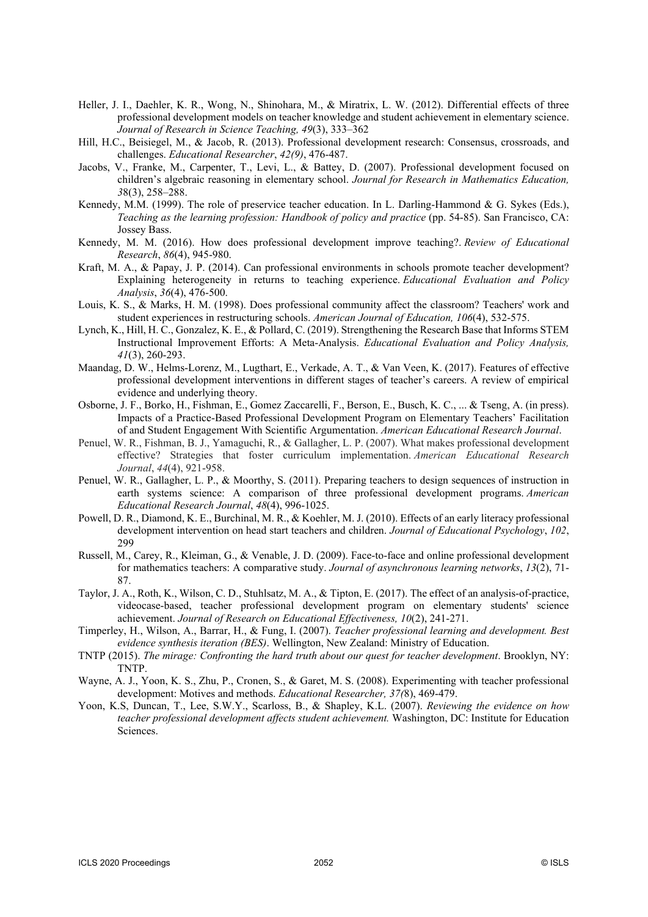Heller, J. I., Daehler, K. R., Wong, N., Shinohara, M., & Miratrix, L. W. (2012). Differential effects of three professional development models on teacher knowledge and student achievement in elementary science. *Journal of Research in Science Teaching, 49*(3), 333–362

Hill, H.C., Beisiegel, M., & Jacob, R. (2013). Professional development research: Consensus, crossroads, and challenges. *Educational Researcher*, *42(9)*, 476-487.

Jacobs, V., Franke, M., Carpenter, T., Levi, L., & Battey, D. (2007). Professional development focused on children's algebraic reasoning in elementary school. *Journal for Research in Mathematics Education, 38*(3), 258–288.

Kennedy, M.M. (1999). The role of preservice teacher education. In L. Darling-Hammond & G. Sykes (Eds.), *Teaching as the learning profession: Handbook of policy and practice* (pp. 54-85). San Francisco, CA: Jossey Bass.

Kennedy, M. M. (2016). How does professional development improve teaching?. *Review of Educational Research*, *86*(4), 945-980.

Kraft, M. A., & Papay, J. P. (2014). Can professional environments in schools promote teacher development? Explaining heterogeneity in returns to teaching experience. *Educational Evaluation and Policy Analysis*, *36*(4), 476-500.

Louis, K. S., & Marks, H. M. (1998). Does professional community affect the classroom? Teachers' work and student experiences in restructuring schools. *American Journal of Education, 106*(4), 532-575.

Lynch, K., Hill, H. C., Gonzalez, K. E., & Pollard, C. (2019). Strengthening the Research Base that Informs STEM Instructional Improvement Efforts: A Meta-Analysis. *Educational Evaluation and Policy Analysis, 41*(3), 260-293.

Maandag, D. W., Helms-Lorenz, M., Lugthart, E., Verkade, A. T., & Van Veen, K. (2017). Features of effective professional development interventions in different stages of teacher's careers. A review of empirical evidence and underlying theory.

Osborne, J. F., Borko, H., Fishman, E., Gomez Zaccarelli, F., Berson, E., Busch, K. C., ... & Tseng, A. (in press). Impacts of a Practice-Based Professional Development Program on Elementary Teachers' Facilitation of and Student Engagement With Scientific Argumentation. *American Educational Research Journal*.

Penuel, W. R., Fishman, B. J., Yamaguchi, R., & Gallagher, L. P. (2007). What makes professional development effective? Strategies that foster curriculum implementation. *American Educational Research Journal*, *44*(4), 921-958.

Penuel, W. R., Gallagher, L. P., & Moorthy, S. (2011). Preparing teachers to design sequences of instruction in earth systems science: A comparison of three professional development programs. *American Educational Research Journal*, *48*(4), 996-1025.

Powell, D. R., Diamond, K. E., Burchinal, M. R., & Koehler, M. J. (2010). Effects of an early literacy professional development intervention on head start teachers and children. *Journal of Educational Psychology*, *102*, 299

Russell, M., Carey, R., Kleiman, G., & Venable, J. D. (2009). Face-to-face and online professional development for mathematics teachers: A comparative study. *Journal of asynchronous learning networks*, *13*(2), 71-87.

Taylor, J. A., Roth, K., Wilson, C. D., Stuhlsatz, M. A., & Tipton, E. (2017). The effect of an analysis-of-practice, videocase-based, teacher professional development program on elementary students' science achievement. *Journal of Research on Educational Effectiveness, 10*(2), 241-271.

Timperley, H., Wilson, A., Barrar, H., & Fung, I. (2007). *Teacher professional learning and development. Best evidence synthesis iteration (BES)*. Wellington, New Zealand: Ministry of Education.

TNTP (2015). *The mirage: Confronting the hard truth about our quest for teacher development*. Brooklyn, NY: TNTP.

Wayne, A. J., Yoon, K. S., Zhu, P., Cronen, S., & Garet, M. S. (2008). Experimenting with teacher professional development: Motives and methods. *Educational Researcher, 37(*8), 469-479.

Yoon, K.S, Duncan, T., Lee, S.W.Y., Scarloss, B., & Shapley, K.L. (2007). *Reviewing the evidence on how teacher professional development affects student achievement.* Washington, DC: Institute for Education Sciences.